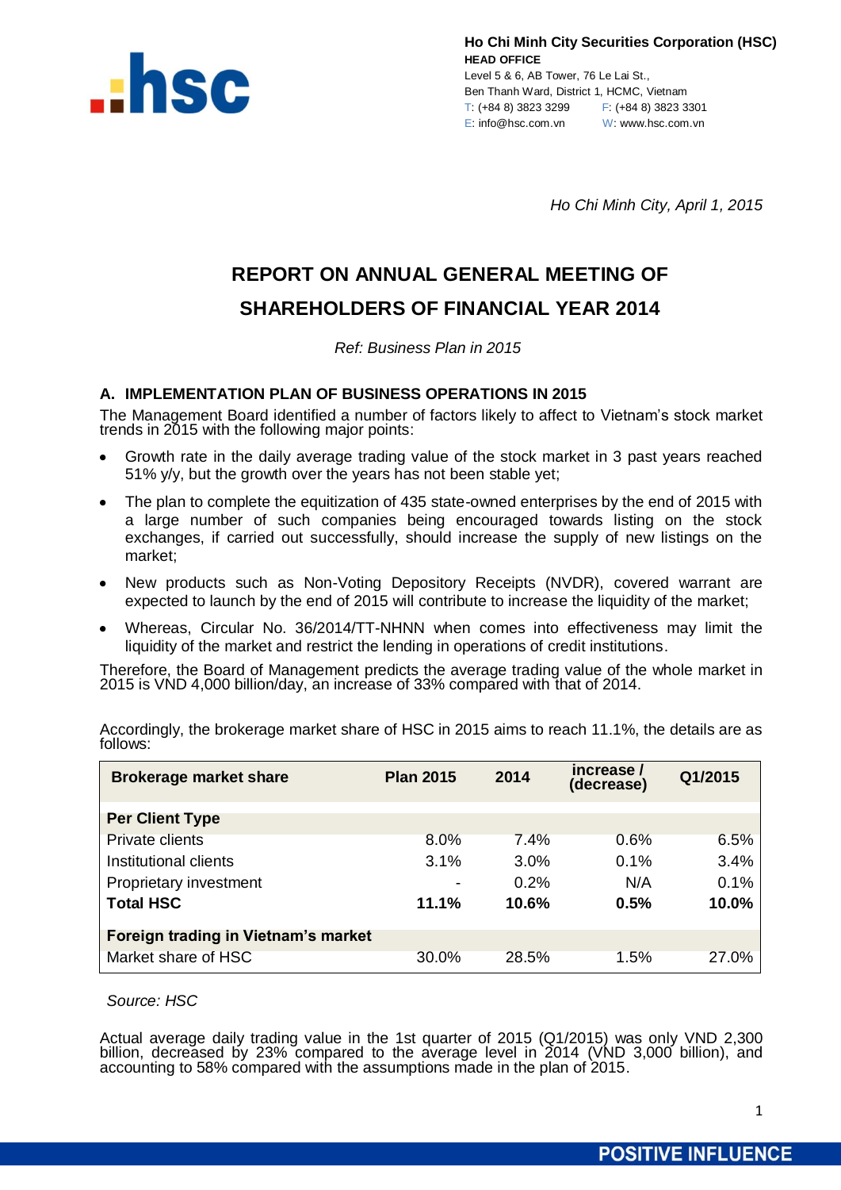**Ho Chi Minh City Securities Corporation (HSC)**
**HEAD OFFICE**
Level 5 & 6, AB Tower, 76 Le Lai St.,
Ben Thanh Ward, District 1, HCMC, Vietnam
T: (+84 8) 3823 3299 F: (+84 8) 3823 3301
E: info@hsc.com.vn W: www.hsc.com.vn

*Ho Chi Minh City, April 1, 2015*

# REPORT ON ANNUAL GENERAL MEETING OF SHAREHOLDERS OF FINANCIAL YEAR 2014

*Ref: Business Plan in 2015*

## A. IMPLEMENTATION PLAN OF BUSINESS OPERATIONS IN 2015

The Management Board identified a number of factors likely to affect to Vietnam's stock market trends in 2015 with the following major points:

- Growth rate in the daily average trading value of the stock market in 3 past years reached 51% y/y, but the growth over the years has not been stable yet;
- The plan to complete the equitization of 435 state-owned enterprises by the end of 2015 with a large number of such companies being encouraged towards listing on the stock exchanges, if carried out successfully, should increase the supply of new listings on the market;
- New products such as Non-Voting Depository Receipts (NVDR), covered warrant are expected to launch by the end of 2015 will contribute to increase the liquidity of the market;
- Whereas, Circular No. 36/2014/TT-NHNN when comes into effectiveness may limit the liquidity of the market and restrict the lending in operations of credit institutions.

Therefore, the Board of Management predicts the average trading value of the whole market in 2015 is VND 4,000 billion/day, an increase of 33% compared with that of 2014.

Accordingly, the brokerage market share of HSC in 2015 aims to reach 11.1%, the details are as follows:

| Brokerage market share | Plan 2015 | 2014 | increase / (decrease) | Q1/2015 |
|---|---|---|---|---|
| **Per Client Type** | | | | |
| Private clients | 8.0% | 7.4% | 0.6% | 6.5% |
| Institutional clients | 3.1% | 3.0% | 0.1% | 3.4% |
| Proprietary investment | - | 0.2% | N/A | 0.1% |
| **Total HSC** | **11.1%** | **10.6%** | **0.5%** | **10.0%** |
| **Foreign trading in Vietnam's market** | | | | |
| Market share of HSC | 30.0% | 28.5% | 1.5% | 27.0% |

*Source: HSC*

Actual average daily trading value in the 1st quarter of 2015 (Q1/2015) was only VND 2,300 billion, decreased by 23% compared to the average level in 2014 (VND 3,000 billion), and accounting to 58% compared with the assumptions made in the plan of 2015.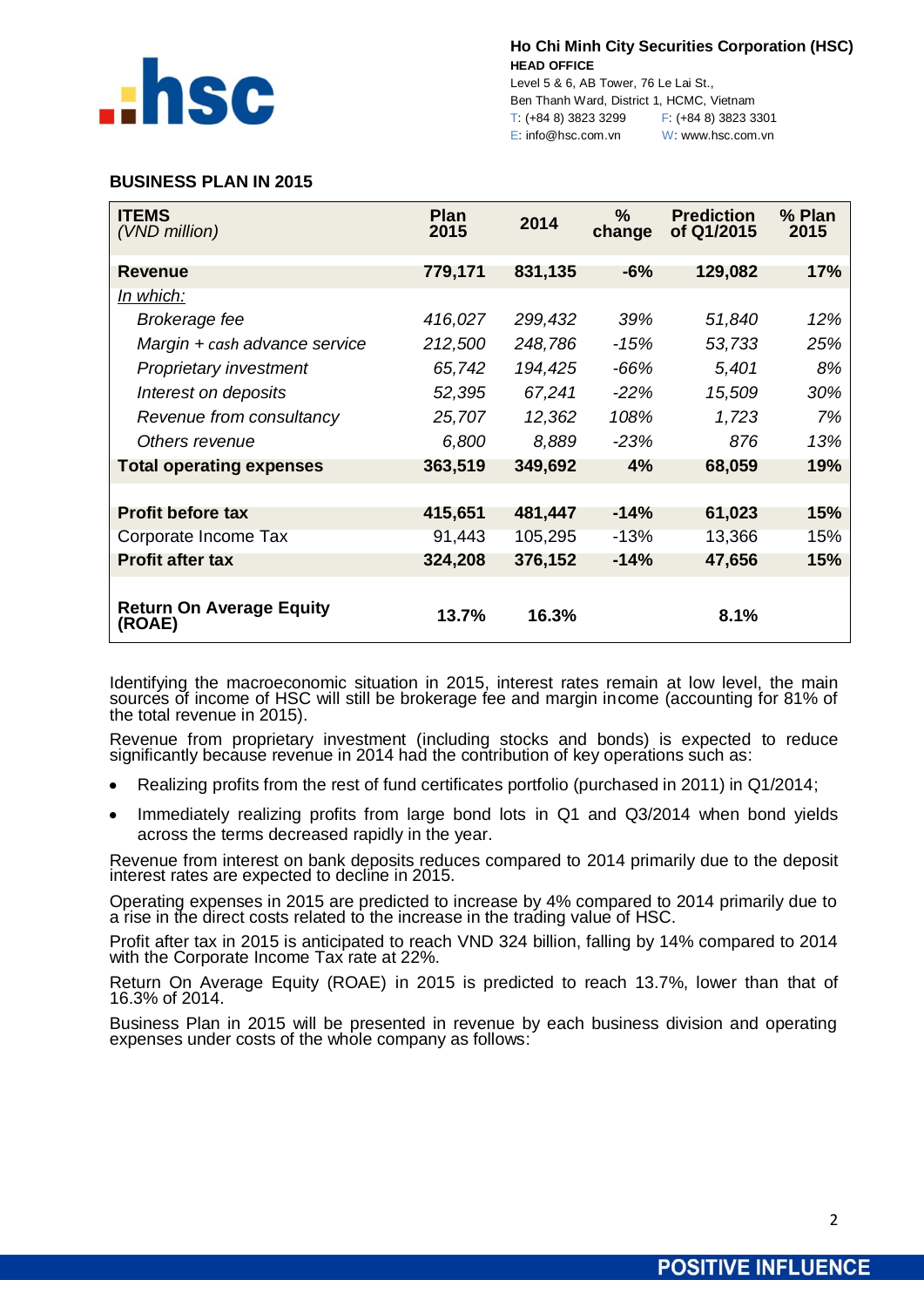## BUSINESS PLAN IN 2015

| **ITEMS** *(VND million)* | **Plan 2015** | **2014** | **% change** | **Prediction of Q1/2015** | **% Plan 2015** |
|---|---|---|---|---|---|
| **Revenue** | **779,171** | **831,135** | **-6%** | **129,082** | **17%** |
| *In which:* | | | | | |
| *Brokerage fee* | *416,027* | *299,432* | *39%* | *51,840* | *12%* |
| *Margin + cash advance service* | *212,500* | *248,786* | *-15%* | *53,733* | *25%* |
| *Proprietary investment* | *65,742* | *194,425* | *-66%* | *5,401* | *8%* |
| *Interest on deposits* | *52,395* | *67,241* | *-22%* | *15,509* | *30%* |
| *Revenue from consultancy* | *25,707* | *12,362* | *108%* | *1,723* | *7%* |
| *Others revenue* | *6,800* | *8,889* | *-23%* | *876* | *13%* |
| **Total operating expenses** | **363,519** | **349,692** | **4%** | **68,059** | **19%** |
| | | | | | |
| **Profit before tax** | **415,651** | **481,447** | **-14%** | **61,023** | **15%** |
| Corporate Income Tax | 91,443 | 105,295 | -13% | 13,366 | 15% |
| **Profit after tax** | **324,208** | **376,152** | **-14%** | **47,656** | **15%** |
| | | | | | |
| **Return On Average Equity (ROAE)** | **13.7%** | **16.3%** | | **8.1%** | |

Identifying the macroeconomic situation in 2015, interest rates remain at low level, the main sources of income of HSC will still be brokerage fee and margin income (accounting for 81% of the total revenue in 2015).

Revenue from proprietary investment (including stocks and bonds) is expected to reduce significantly because revenue in 2014 had the contribution of key operations such as:

- Realizing profits from the rest of fund certificates portfolio (purchased in 2011) in Q1/2014;
- Immediately realizing profits from large bond lots in Q1 and Q3/2014 when bond yields across the terms decreased rapidly in the year.

Revenue from interest on bank deposits reduces compared to 2014 primarily due to the deposit interest rates are expected to decline in 2015.

Operating expenses in 2015 are predicted to increase by 4% compared to 2014 primarily due to a rise in the direct costs related to the increase in the trading value of HSC.

Profit after tax in 2015 is anticipated to reach VND 324 billion, falling by 14% compared to 2014 with the Corporate Income Tax rate at 22%.

Return On Average Equity (ROAE) in 2015 is predicted to reach 13.7%, lower than that of 16.3% of 2014.

Business Plan in 2015 will be presented in revenue by each business division and operating expenses under costs of the whole company as follows: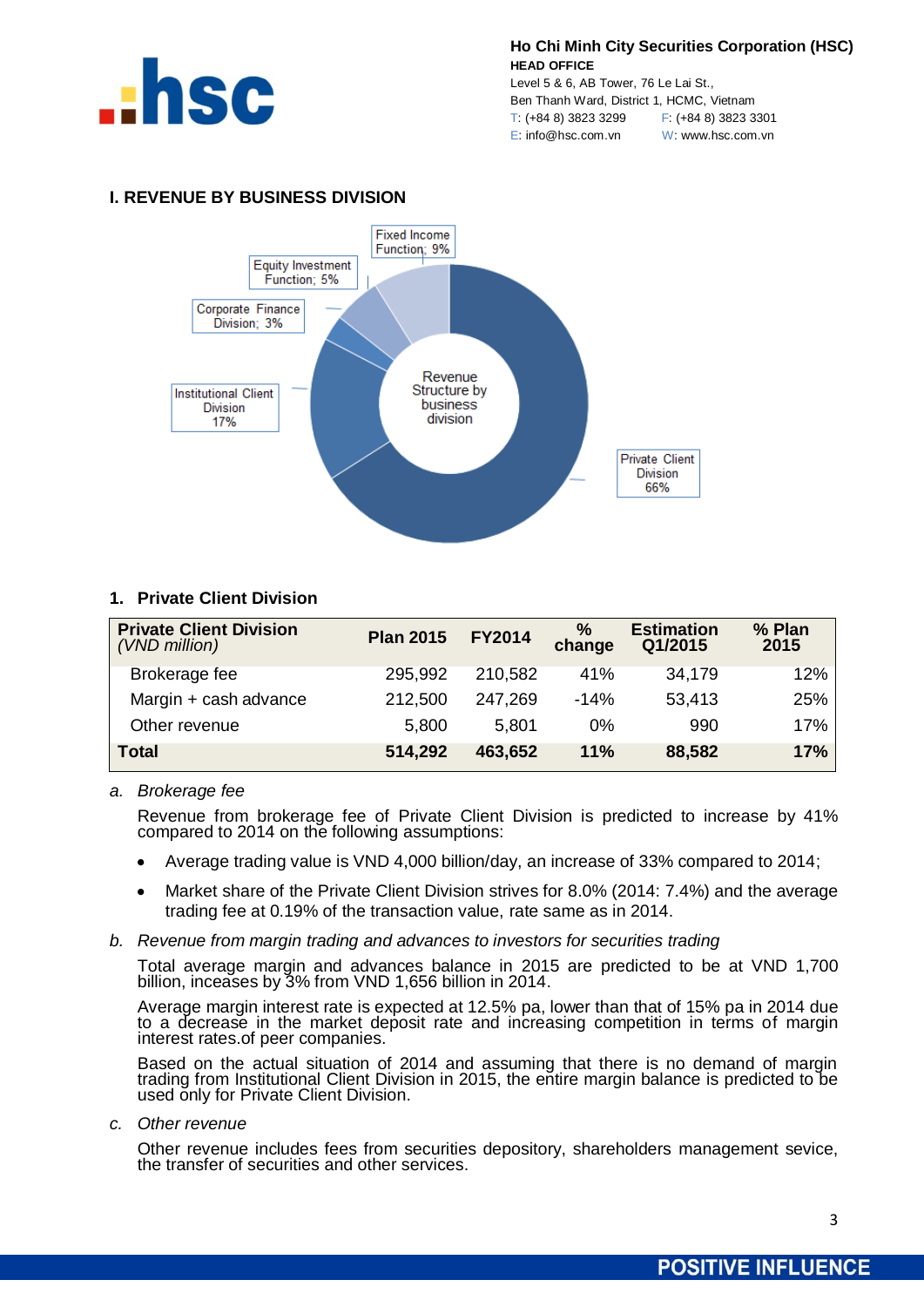## I. REVENUE BY BUSINESS DIVISION

Revenue Structure by business division

- Private Client Division 66%
- Institutional Client Division 17%
- Corporate Finance Division; 3%
- Equity Investment Function; 5%
- Fixed Income Function; 9%

### 1. Private Client Division

| **Private Client Division** *(VND million)* | **Plan 2015** | **FY2014** | **% change** | **Estimation Q1/2015** | **% Plan 2015** |
|---|---|---|---|---|---|
| Brokerage fee | 295,992 | 210,582 | 41% | 34,179 | 12% |
| Margin + cash advance | 212,500 | 247,269 | -14% | 53,413 | 25% |
| Other revenue | 5,800 | 5,801 | 0% | 990 | 17% |
| **Total** | **514,292** | **463,652** | **11%** | **88,582** | **17%** |

a. *Brokerage fee*

Revenue from brokerage fee of Private Client Division is predicted to increase by 41% compared to 2014 on the following assumptions:

- Average trading value is VND 4,000 billion/day, an increase of 33% compared to 2014;
- Market share of the Private Client Division strives for 8.0% (2014: 7.4%) and the average trading fee at 0.19% of the transaction value, rate same as in 2014.

b. *Revenue from margin trading and advances to investors for securities trading*

Total average margin and advances balance in 2015 are predicted to be at VND 1,700 billion, inceases by 3% from VND 1,656 billion in 2014.

Average margin interest rate is expected at 12.5% pa, lower than that of 15% pa in 2014 due to a decrease in the market deposit rate and increasing competition in terms of margin interest rates.of peer companies.

Based on the actual situation of 2014 and assuming that there is no demand of margin trading from Institutional Client Division in 2015, the entire margin balance is predicted to be used only for Private Client Division.

c. *Other revenue*

Other revenue includes fees from securities depository, shareholders management sevice, the transfer of securities and other services.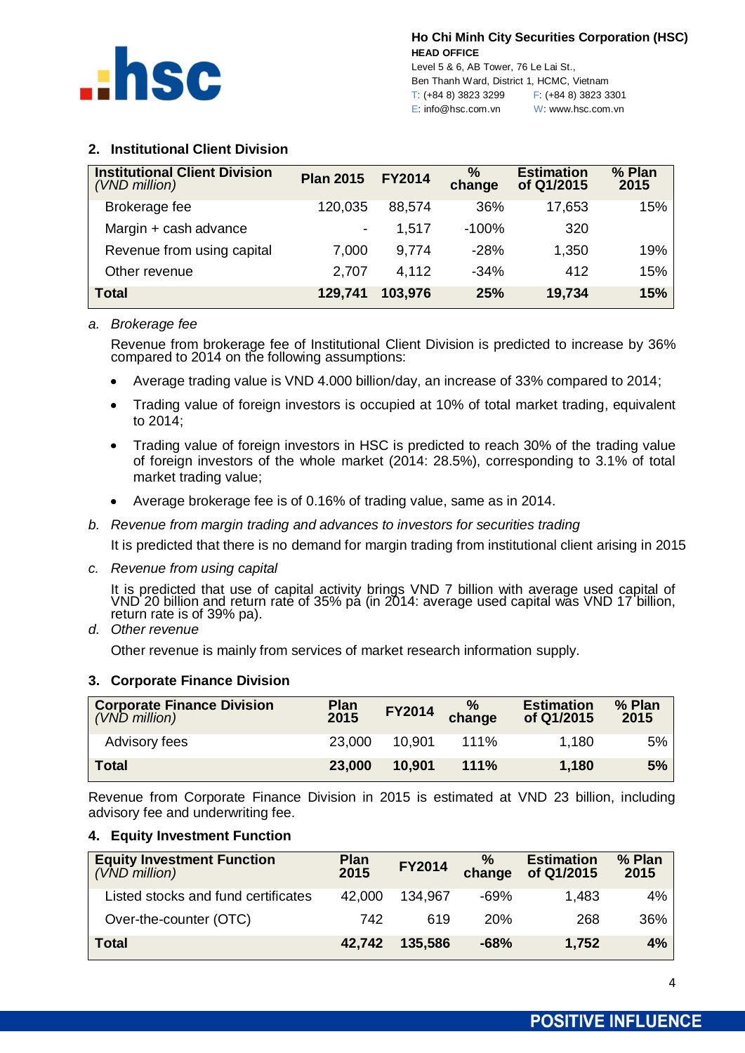## 2. Institutional Client Division

| Institutional Client Division *(VND million)* | Plan 2015 | FY2014 | % change | Estimation of Q1/2015 | % Plan 2015 |
|---|---|---|---|---|---|
| Brokerage fee | 120,035 | 88,574 | 36% | 17,653 | 15% |
| Margin + cash advance | - | 1,517 | -100% | 320 | |
| Revenue from using capital | 7,000 | 9,774 | -28% | 1,350 | 19% |
| Other revenue | 2,707 | 4,112 | -34% | 412 | 15% |
| **Total** | **129,741** | **103,976** | **25%** | **19,734** | **15%** |

a. *Brokerage fee*

Revenue from brokerage fee of Institutional Client Division is predicted to increase by 36% compared to 2014 on the following assumptions:

- Average trading value is VND 4.000 billion/day, an increase of 33% compared to 2014;
- Trading value of foreign investors is occupied at 10% of total market trading, equivalent to 2014;
- Trading value of foreign investors in HSC is predicted to reach 30% of the trading value of foreign investors of the whole market (2014: 28.5%), corresponding to 3.1% of total market trading value;
- Average brokerage fee is of 0.16% of trading value, same as in 2014.

b. *Revenue from margin trading and advances to investors for securities trading*

It is predicted that there is no demand for margin trading from institutional client arising in 2015

c. *Revenue from using capital*

It is predicted that use of capital activity brings VND 7 billion with average used capital of VND 20 billion and return rate of 35% pa (in 2014: average used capital was VND 17 billion, return rate is of 39% pa).

d. *Other revenue*

Other revenue is mainly from services of market research information supply.

## 3. Corporate Finance Division

| Corporate Finance Division *(VND million)* | Plan 2015 | FY2014 | % change | Estimation of Q1/2015 | % Plan 2015 |
|---|---|---|---|---|---|
| Advisory fees | 23,000 | 10,901 | 111% | 1,180 | 5% |
| **Total** | **23,000** | **10,901** | **111%** | **1,180** | **5%** |

Revenue from Corporate Finance Division in 2015 is estimated at VND 23 billion, including advisory fee and underwriting fee.

## 4. Equity Investment Function

| Equity Investment Function *(VND million)* | Plan 2015 | FY2014 | % change | Estimation of Q1/2015 | % Plan 2015 |
|---|---|---|---|---|---|
| Listed stocks and fund certificates | 42,000 | 134,967 | -69% | 1,483 | 4% |
| Over-the-counter (OTC) | 742 | 619 | 20% | 268 | 36% |
| **Total** | **42,742** | **135,586** | **-68%** | **1,752** | **4%** |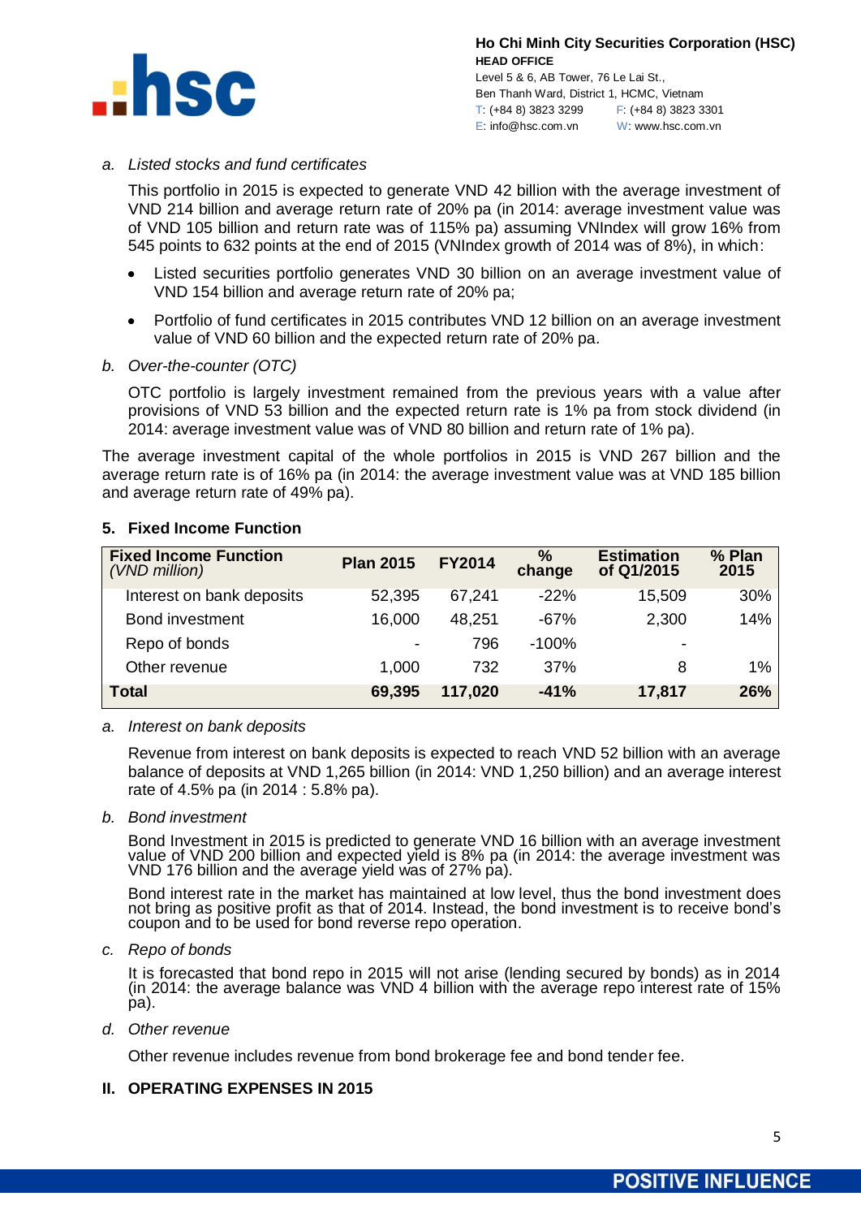a. *Listed stocks and fund certificates*

This portfolio in 2015 is expected to generate VND 42 billion with the average investment of VND 214 billion and average return rate of 20% pa (in 2014: average investment value was of VND 105 billion and return rate was of 115% pa) assuming VNIndex will grow 16% from 545 points to 632 points at the end of 2015 (VNIndex growth of 2014 was of 8%), in which:

- Listed securities portfolio generates VND 30 billion on an average investment value of VND 154 billion and average return rate of 20% pa;
- Portfolio of fund certificates in 2015 contributes VND 12 billion on an average investment value of VND 60 billion and the expected return rate of 20% pa.

b. *Over-the-counter (OTC)*

OTC portfolio is largely investment remained from the previous years with a value after provisions of VND 53 billion and the expected return rate is 1% pa from stock dividend (in 2014: average investment value was of VND 80 billion and return rate of 1% pa).

The average investment capital of the whole portfolios in 2015 is VND 267 billion and the average return rate is of 16% pa (in 2014: the average investment value was at VND 185 billion and average return rate of 49% pa).

### 5. Fixed Income Function

| **Fixed Income Function** *(VND million)* | **Plan 2015** | **FY2014** | **% change** | **Estimation of Q1/2015** | **% Plan 2015** |
|---|---|---|---|---|---|
| Interest on bank deposits | 52,395 | 67,241 | -22% | 15,509 | 30% |
| Bond investment | 16,000 | 48,251 | -67% | 2,300 | 14% |
| Repo of bonds | - | 796 | -100% | - | |
| Other revenue | 1,000 | 732 | 37% | 8 | 1% |
| **Total** | **69,395** | **117,020** | **-41%** | **17,817** | **26%** |

a. *Interest on bank deposits*

Revenue from interest on bank deposits is expected to reach VND 52 billion with an average balance of deposits at VND 1,265 billion (in 2014: VND 1,250 billion) and an average interest rate of 4.5% pa (in 2014 : 5.8% pa).

b. *Bond investment*

Bond Investment in 2015 is predicted to generate VND 16 billion with an average investment value of VND 200 billion and expected yield is 8% pa (in 2014: the average investment was VND 176 billion and the average yield was of 27% pa).

Bond interest rate in the market has maintained at low level, thus the bond investment does not bring as positive profit as that of 2014. Instead, the bond investment is to receive bond's coupon and to be used for bond reverse repo operation.

c. *Repo of bonds*

It is forecasted that bond repo in 2015 will not arise (lending secured by bonds) as in 2014 (in 2014: the average balance was VND 4 billion with the average repo interest rate of 15% pa).

d. *Other revenue*

Other revenue includes revenue from bond brokerage fee and bond tender fee.

## II. OPERATING EXPENSES IN 2015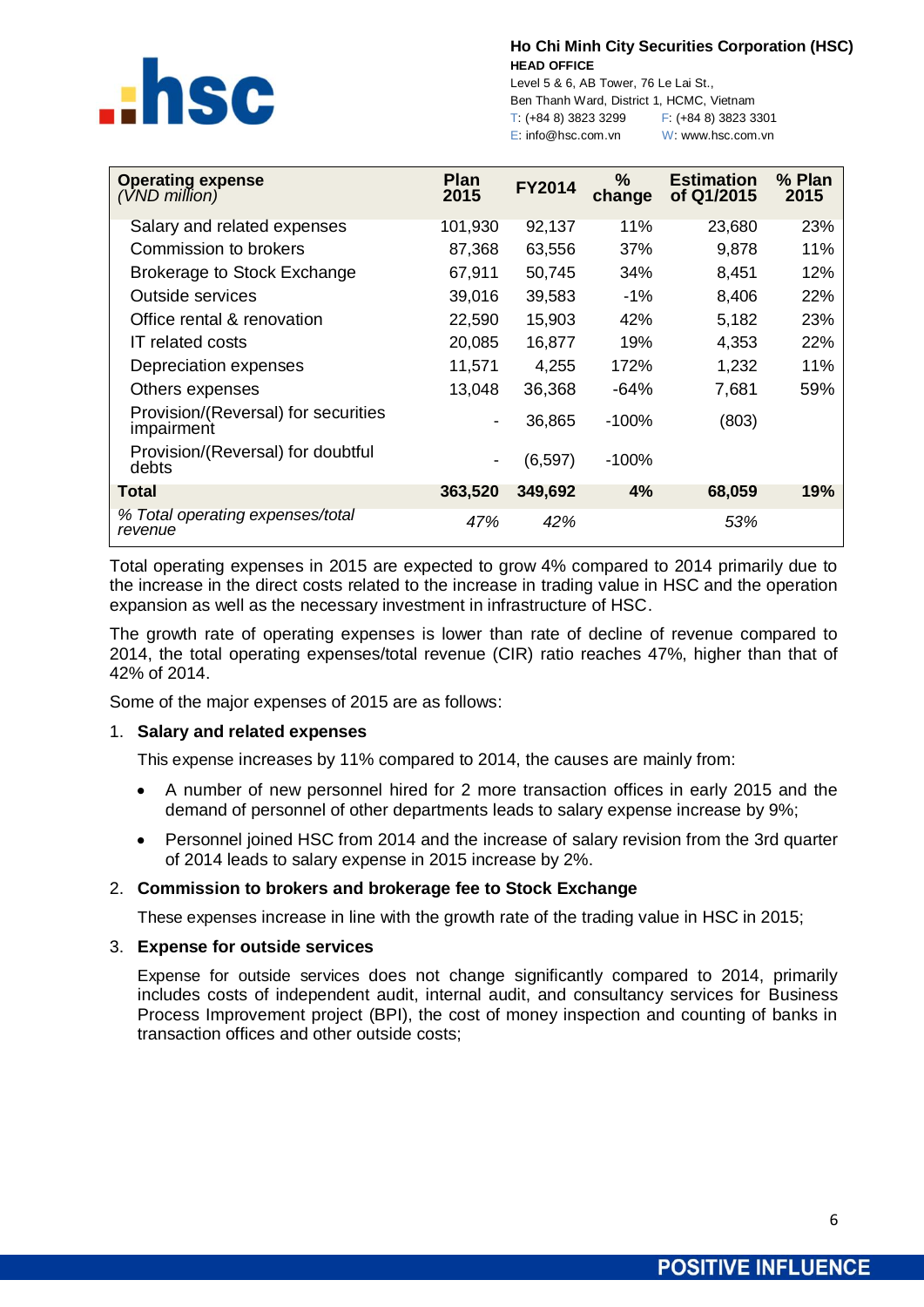| Operating expense *(VND million)* | Plan 2015 | FY2014 | % change | Estimation of Q1/2015 | % Plan 2015 |
|---|---|---|---|---|---|
| Salary and related expenses | 101,930 | 92,137 | 11% | 23,680 | 23% |
| Commission to brokers | 87,368 | 63,556 | 37% | 9,878 | 11% |
| Brokerage to Stock Exchange | 67,911 | 50,745 | 34% | 8,451 | 12% |
| Outside services | 39,016 | 39,583 | -1% | 8,406 | 22% |
| Office rental & renovation | 22,590 | 15,903 | 42% | 5,182 | 23% |
| IT related costs | 20,085 | 16,877 | 19% | 4,353 | 22% |
| Depreciation expenses | 11,571 | 4,255 | 172% | 1,232 | 11% |
| Others expenses | 13,048 | 36,368 | -64% | 7,681 | 59% |
| Provision/(Reversal) for securities impairment | - | 36,865 | -100% | (803) | |
| Provision/(Reversal) for doubtful debts | - | (6,597) | -100% | | |
| **Total** | **363,520** | **349,692** | **4%** | **68,059** | **19%** |
| *% Total operating expenses/total revenue* | *47%* | *42%* | | *53%* | |

Total operating expenses in 2015 are expected to grow 4% compared to 2014 primarily due to the increase in the direct costs related to the increase in trading value in HSC and the operation expansion as well as the necessary investment in infrastructure of HSC.

The growth rate of operating expenses is lower than rate of decline of revenue compared to 2014, the total operating expenses/total revenue (CIR) ratio reaches 47%, higher than that of 42% of 2014.

Some of the major expenses of 2015 are as follows:

1. **Salary and related expenses**

   This expense increases by 11% compared to 2014, the causes are mainly from:

   - A number of new personnel hired for 2 more transaction offices in early 2015 and the demand of personnel of other departments leads to salary expense increase by 9%;
   - Personnel joined HSC from 2014 and the increase of salary revision from the 3rd quarter of 2014 leads to salary expense in 2015 increase by 2%.

2. **Commission to brokers and brokerage fee to Stock Exchange**

   These expenses increase in line with the growth rate of the trading value in HSC in 2015;

3. **Expense for outside services**

   Expense for outside services does not change significantly compared to 2014, primarily includes costs of independent audit, internal audit, and consultancy services for Business Process Improvement project (BPI), the cost of money inspection and counting of banks in transaction offices and other outside costs;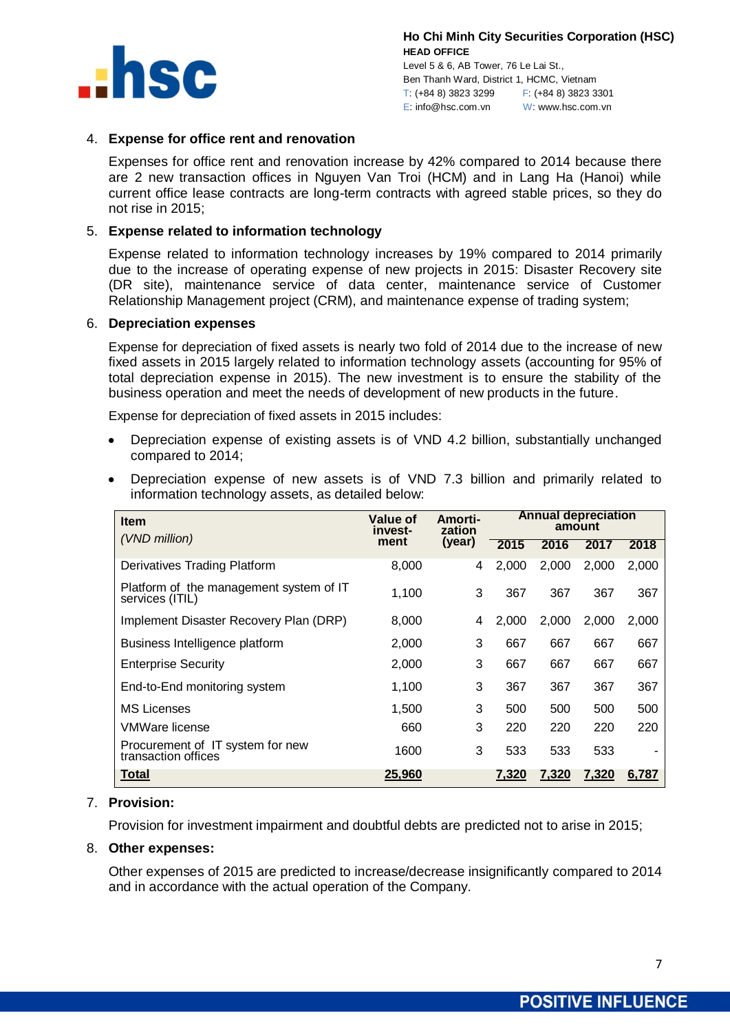4. **Expense for office rent and renovation**

   Expenses for office rent and renovation increase by 42% compared to 2014 because there are 2 new transaction offices in Nguyen Van Troi (HCM) and in Lang Ha (Hanoi) while current office lease contracts are long-term contracts with agreed stable prices, so they do not rise in 2015;

5. **Expense related to information technology**

   Expense related to information technology increases by 19% compared to 2014 primarily due to the increase of operating expense of new projects in 2015: Disaster Recovery site (DR site), maintenance service of data center, maintenance service of Customer Relationship Management project (CRM), and maintenance expense of trading system;

6. **Depreciation expenses**

   Expense for depreciation of fixed assets is nearly two fold of 2014 due to the increase of new fixed assets in 2015 largely related to information technology assets (accounting for 95% of total depreciation expense in 2015). The new investment is to ensure the stability of the business operation and meet the needs of development of new products in the future.

   Expense for depreciation of fixed assets in 2015 includes:

   - Depreciation expense of existing assets is of VND 4.2 billion, substantially unchanged compared to 2014;
   - Depreciation expense of new assets is of VND 7.3 billion and primarily related to information technology assets, as detailed below:

| **Item** *(VND million)* | **Value of investment** | **Amortization (year)** | **Annual depreciation amount** | | | |
|---|---|---|---|---|---|---|
| | | | **2015** | **2016** | **2017** | **2018** |
| Derivatives Trading Platform | 8,000 | 4 | 2,000 | 2,000 | 2,000 | 2,000 |
| Platform of the management system of IT services (ITIL) | 1,100 | 3 | 367 | 367 | 367 | 367 |
| Implement Disaster Recovery Plan (DRP) | 8,000 | 4 | 2,000 | 2,000 | 2,000 | 2,000 |
| Business Intelligence platform | 2,000 | 3 | 667 | 667 | 667 | 667 |
| Enterprise Security | 2,000 | 3 | 667 | 667 | 667 | 667 |
| End-to-End monitoring system | 1,100 | 3 | 367 | 367 | 367 | 367 |
| MS Licenses | 1,500 | 3 | 500 | 500 | 500 | 500 |
| VMWare license | 660 | 3 | 220 | 220 | 220 | 220 |
| Procurement of IT system for new transaction offices | 1600 | 3 | 533 | 533 | 533 | - |
| **Total** | **25,960** | | **7,320** | **7,320** | **7,320** | **6,787** |

7. **Provision:**

   Provision for investment impairment and doubtful debts are predicted not to arise in 2015;

8. **Other expenses:**

   Other expenses of 2015 are predicted to increase/decrease insignificantly compared to 2014 and in accordance with the actual operation of the Company.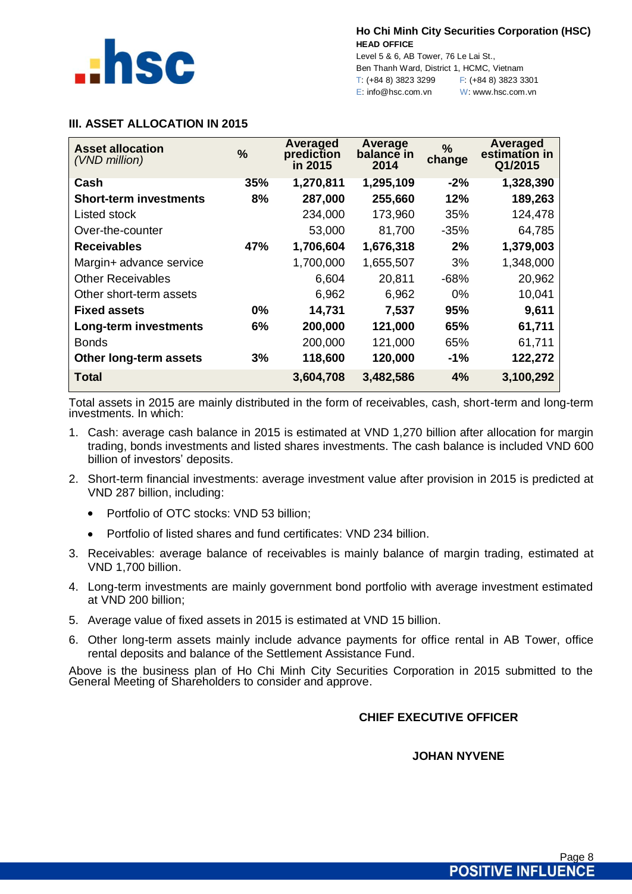### III. ASSET ALLOCATION IN 2015

| **Asset allocation** *(VND million)* | **%** | **Averaged prediction in 2015** | **Average balance in 2014** | **% change** | **Averaged estimation in Q1/2015** |
|---|---|---|---|---|---|
| **Cash** | **35%** | **1,270,811** | **1,295,109** | **-2%** | **1,328,390** |
| **Short-term investments** | **8%** | **287,000** | **255,660** | **12%** | **189,263** |
| Listed stock | | 234,000 | 173,960 | 35% | 124,478 |
| Over-the-counter | | 53,000 | 81,700 | -35% | 64,785 |
| **Receivables** | **47%** | **1,706,604** | **1,676,318** | **2%** | **1,379,003** |
| Margin+ advance service | | 1,700,000 | 1,655,507 | 3% | 1,348,000 |
| Other Receivables | | 6,604 | 20,811 | -68% | 20,962 |
| Other short-term assets | | 6,962 | 6,962 | 0% | 10,041 |
| **Fixed assets** | **0%** | **14,731** | **7,537** | **95%** | **9,611** |
| **Long-term investments** | **6%** | **200,000** | **121,000** | **65%** | **61,711** |
| Bonds | | 200,000 | 121,000 | 65% | 61,711 |
| **Other long-term assets** | **3%** | **118,600** | **120,000** | **-1%** | **122,272** |
| **Total** | | **3,604,708** | **3,482,586** | **4%** | **3,100,292** |

Total assets in 2015 are mainly distributed in the form of receivables, cash, short-term and long-term investments. In which:

1. Cash: average cash balance in 2015 is estimated at VND 1,270 billion after allocation for margin trading, bonds investments and listed shares investments. The cash balance is included VND 600 billion of investors' deposits.
2. Short-term financial investments: average investment value after provision in 2015 is predicted at VND 287 billion, including:
   - Portfolio of OTC stocks: VND 53 billion;
   - Portfolio of listed shares and fund certificates: VND 234 billion.
3. Receivables: average balance of receivables is mainly balance of margin trading, estimated at VND 1,700 billion.
4. Long-term investments are mainly government bond portfolio with average investment estimated at VND 200 billion;
5. Average value of fixed assets in 2015 is estimated at VND 15 billion.
6. Other long-term assets mainly include advance payments for office rental in AB Tower, office rental deposits and balance of the Settlement Assistance Fund.

Above is the business plan of Ho Chi Minh City Securities Corporation in 2015 submitted to the General Meeting of Shareholders to consider and approve.

**CHIEF EXECUTIVE OFFICER**

**JOHAN NYVENE**